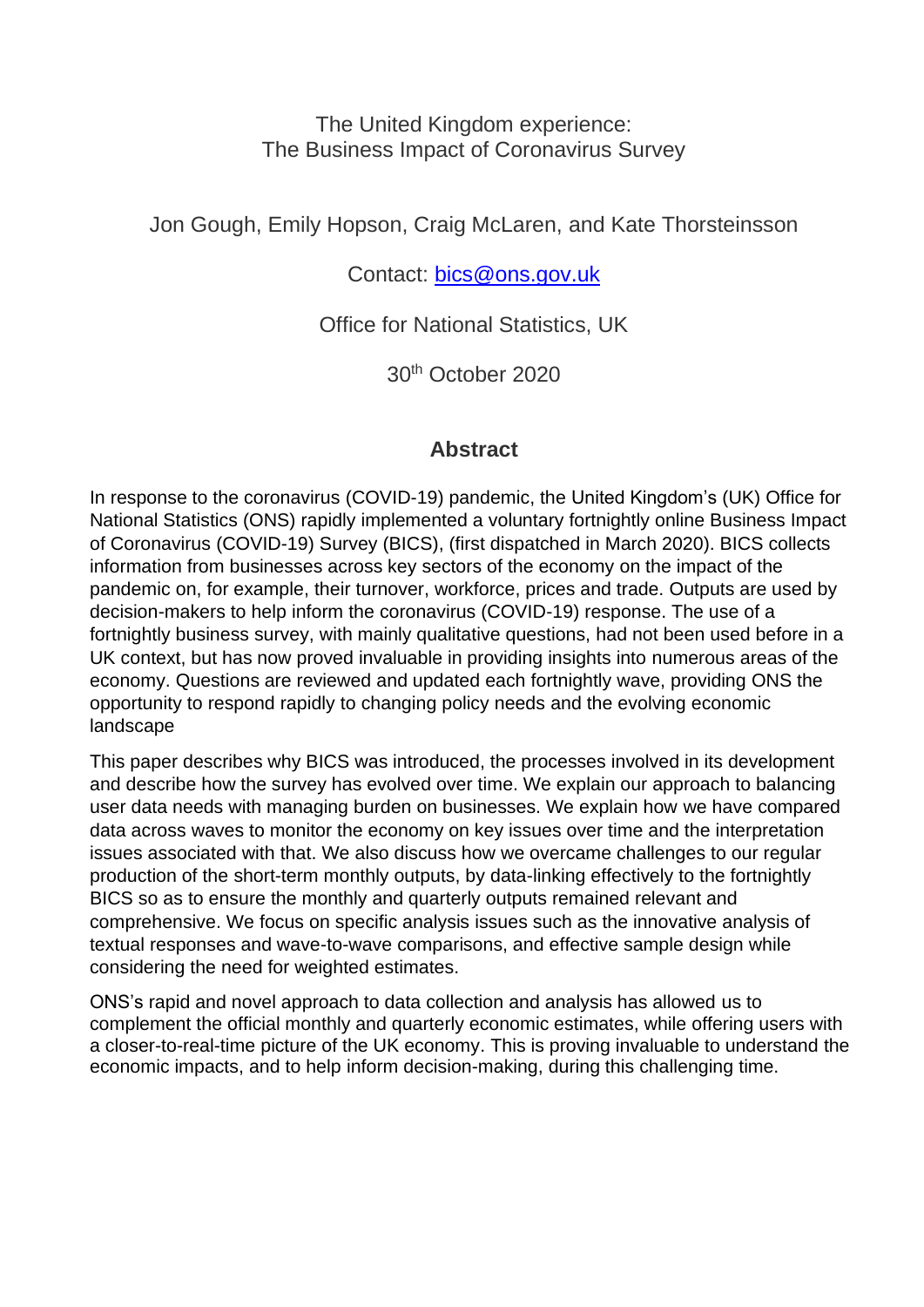# The United Kingdom experience: The Business Impact of Coronavirus Survey

Jon Gough, Emily Hopson, Craig McLaren, and Kate Thorsteinsson

Contact: [bics@ons.gov.uk](mailto:bics@ons.gov.uk)

Office for National Statistics, UK

30th October 2020

## Abstract

In response to the coronavirus (COVID-19) pandemic, the United Kingdom's (UK) Office for National Statistics (ONS) rapidly implemented a voluntary fortnightly online Business Impact of Coronavirus (COVID-19) Survey (BICS), (first dispatched in March 2020). BICS collects information from businesses across key sectors of the economy on the impact of the pandemic on, for example, their turnover, workforce, prices and trade. Outputs are used by decision-makers to help inform the coronavirus (COVID-19) response. The use of a fortnightly business survey, with mainly qualitative questions, had not been used before in a UK context, but has now proved invaluable in providing insights into numerous areas of the economy. Questions are reviewed and updated each fortnightly wave, providing ONS the opportunity to respond rapidly to changing policy needs and the evolving economic landscape

This paper describes why BICS was introduced, the processes involved in its development and describe how the survey has evolved over time. We explain our approach to balancing user data needs with managing burden on businesses. We explain how we have compared data across waves to monitor the economy on key issues over time and the interpretation issues associated with that. We also discuss how we overcame challenges to our regular production of the short-term monthly outputs, by data-linking effectively to the fortnightly BICS so as to ensure the monthly and quarterly outputs remained relevant and comprehensive. We focus on specific analysis issues such as the innovative analysis of textual responses and wave-to-wave comparisons, and effective sample design while considering the need for weighted estimates.

ONS's rapid and novel approach to data collection and analysis has allowed us to complement the official monthly and quarterly economic estimates, while offering users with a closer-to-real-time picture of the UK economy. This is proving invaluable to understand the economic impacts, and to help inform decision-making, during this challenging time.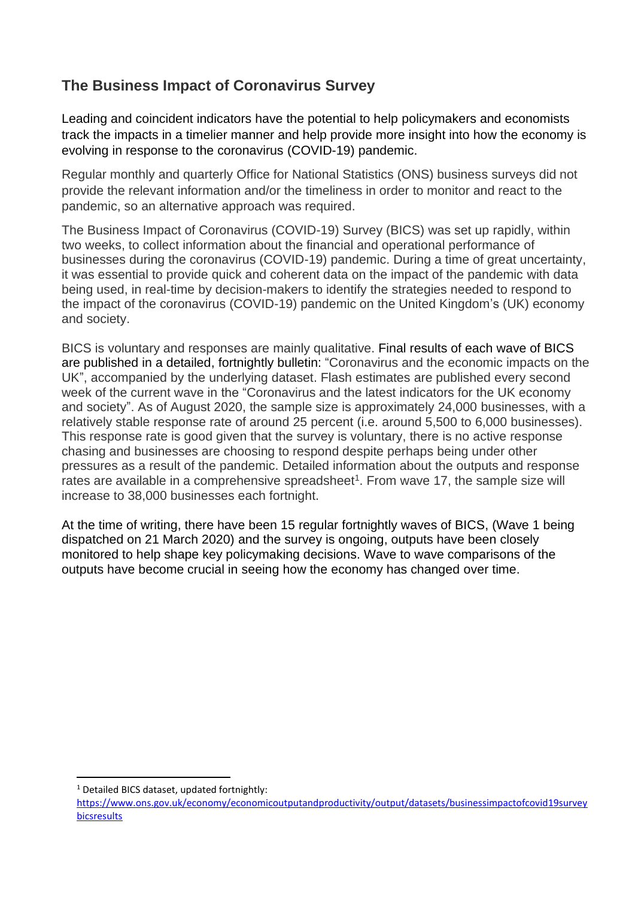## The Business Impact of Coronavirus Survey

Leading and coincident indicators have the potential to help policymakers and economists track the impacts in a timelier manner and help provide more insight into how the economy is evolving in response to the coronavirus (COVID-19) pandemic.

Regular monthly and quarterly Office for National Statistics (ONS) business surveys did not provide the relevant information and/or the timeliness in order to monitor and react to the pandemic, so an alternative approach was required.

The Business Impact of Coronavirus (COVID-19) Survey (BICS) was set up rapidly, within two weeks, to collect information about the financial and operational performance of businesses during the coronavirus (COVID-19) pandemic. During a time of great uncertainty, it was essential to provide quick and coherent data on the impact of the pandemic with data being used, in real-time by decision-makers to identify the strategies needed to respond to the impact of the coronavirus (COVID-19) pandemic on the United Kingdom's (UK) economy and society.

BICS is voluntary and responses are mainly qualitative. Final results of each wave of BICS are published in a detailed, fortnightly bulletin: "Coronavirus and the economic impacts on the UK", accompanied by the underlying dataset. Flash estimates are published every second week of the current wave in the "Coronavirus and the latest indicators for the UK economy and society". As of August 2020, the sample size is approximately 24,000 businesses, with a relatively stable response rate of around 25 percent (i.e. around 5,500 to 6,000 businesses). This response rate is good given that the survey is voluntary, there is no active response chasing and businesses are choosing to respond despite perhaps being under other pressures as a result of the pandemic. Detailed information about the outputs and response rates are available in a comprehensive spreadsheet[1]. From wave 17, the sample size will increase to 38,000 businesses each fortnight.

At the time of writing, there have been 15 regular fortnightly waves of BICS, (Wave 1 being dispatched on 21 March 2020) and the survey is ongoing, outputs have been closely monitored to help shape key policymaking decisions. Wave to wave comparisons of the outputs have become crucial in seeing how the economy has changed over time.

---

[1] Detailed BICS dataset, updated fortnightly: https://www.ons.gov.uk/economy/economicoutputandproductivity/output/datasets/businessimpactofcovid19surveybicsresults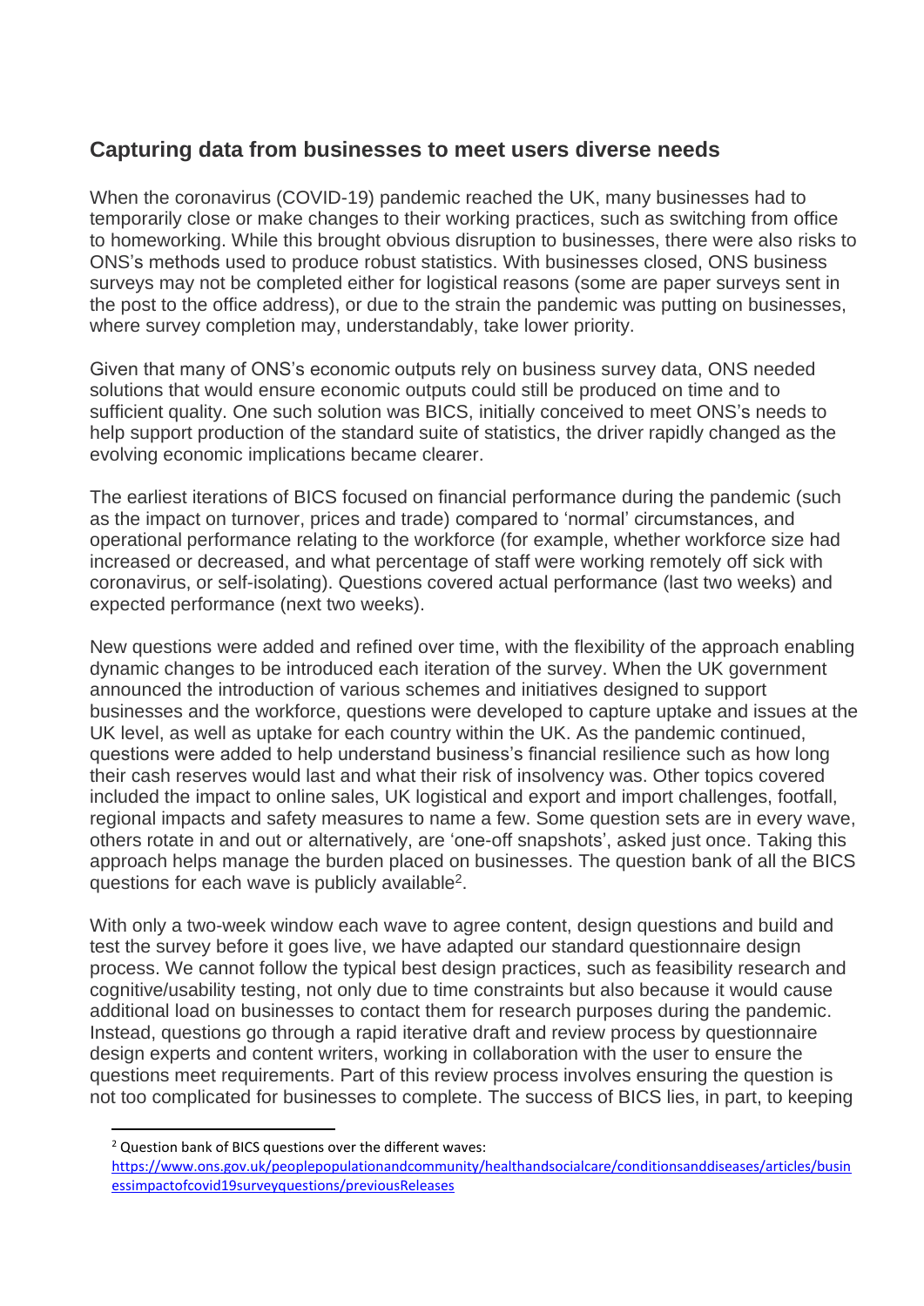## Capturing data from businesses to meet users diverse needs

When the coronavirus (COVID-19) pandemic reached the UK, many businesses had to temporarily close or make changes to their working practices, such as switching from office to homeworking. While this brought obvious disruption to businesses, there were also risks to ONS's methods used to produce robust statistics. With businesses closed, ONS business surveys may not be completed either for logistical reasons (some are paper surveys sent in the post to the office address), or due to the strain the pandemic was putting on businesses, where survey completion may, understandably, take lower priority.

Given that many of ONS's economic outputs rely on business survey data, ONS needed solutions that would ensure economic outputs could still be produced on time and to sufficient quality. One such solution was BICS, initially conceived to meet ONS's needs to help support production of the standard suite of statistics, the driver rapidly changed as the evolving economic implications became clearer.

The earliest iterations of BICS focused on financial performance during the pandemic (such as the impact on turnover, prices and trade) compared to 'normal' circumstances, and operational performance relating to the workforce (for example, whether workforce size had increased or decreased, and what percentage of staff were working remotely off sick with coronavirus, or self-isolating). Questions covered actual performance (last two weeks) and expected performance (next two weeks).

New questions were added and refined over time, with the flexibility of the approach enabling dynamic changes to be introduced each iteration of the survey. When the UK government announced the introduction of various schemes and initiatives designed to support businesses and the workforce, questions were developed to capture uptake and issues at the UK level, as well as uptake for each country within the UK. As the pandemic continued, questions were added to help understand business's financial resilience such as how long their cash reserves would last and what their risk of insolvency was. Other topics covered included the impact to online sales, UK logistical and export and import challenges, footfall, regional impacts and safety measures to name a few. Some question sets are in every wave, others rotate in and out or alternatively, are 'one-off snapshots', asked just once. Taking this approach helps manage the burden placed on businesses. The question bank of all the BICS questions for each wave is publicly available[2].

With only a two-week window each wave to agree content, design questions and build and test the survey before it goes live, we have adapted our standard questionnaire design process. We cannot follow the typical best design practices, such as feasibility research and cognitive/usability testing, not only due to time constraints but also because it would cause additional load on businesses to contact them for research purposes during the pandemic. Instead, questions go through a rapid iterative draft and review process by questionnaire design experts and content writers, working in collaboration with the user to ensure the questions meet requirements. Part of this review process involves ensuring the question is not too complicated for businesses to complete. The success of BICS lies, in part, to keeping

[2] Question bank of BICS questions over the different waves: https://www.ons.gov.uk/peoplepopulationandcommunity/healthandsocialcare/conditionsanddiseases/articles/businessimpactofcovid19surveyquestions/previousReleases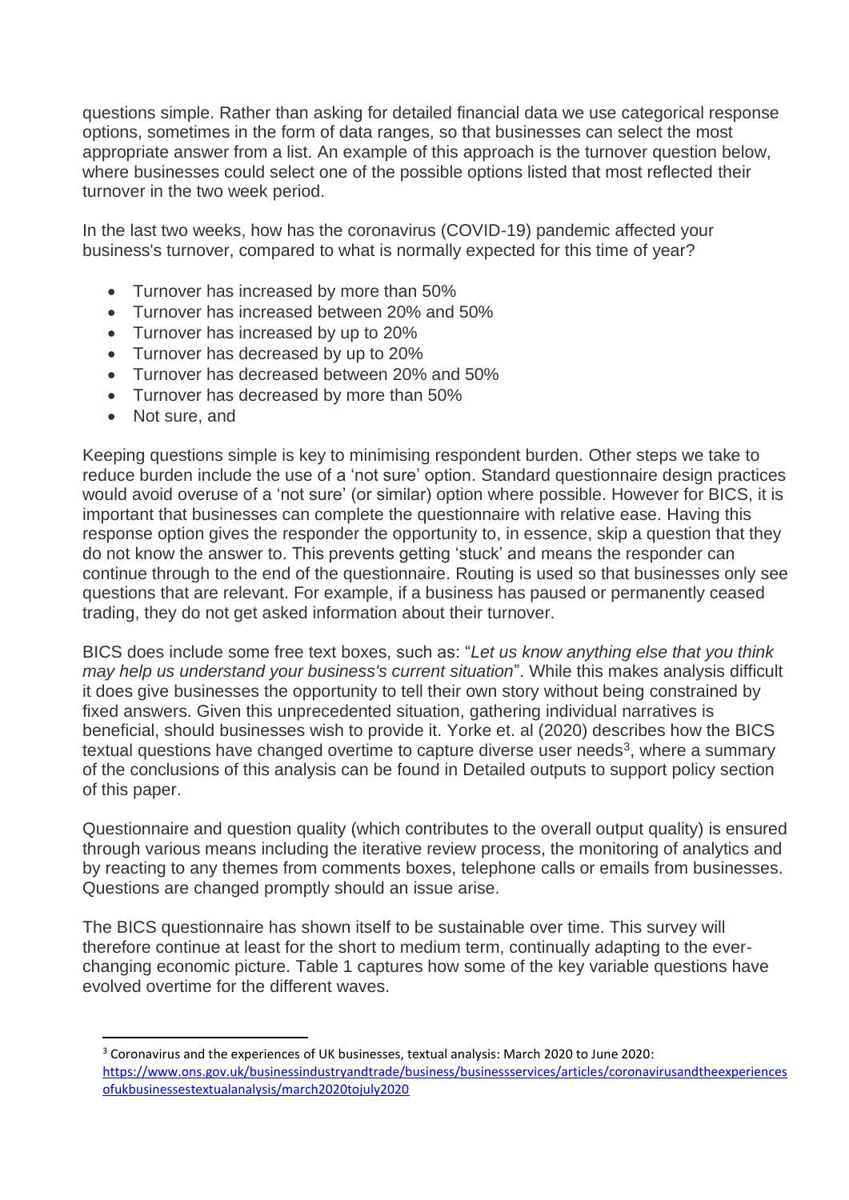questions simple. Rather than asking for detailed financial data we use categorical response options, sometimes in the form of data ranges, so that businesses can select the most appropriate answer from a list. An example of this approach is the turnover question below, where businesses could select one of the possible options listed that most reflected their turnover in the two week period.

In the last two weeks, how has the coronavirus (COVID-19) pandemic affected your business's turnover, compared to what is normally expected for this time of year?

- Turnover has increased by more than 50%
- Turnover has increased between 20% and 50%
- Turnover has increased by up to 20%
- Turnover has decreased by up to 20%
- Turnover has decreased between 20% and 50%
- Turnover has decreased by more than 50%
- Not sure, and

Keeping questions simple is key to minimising respondent burden. Other steps we take to reduce burden include the use of a 'not sure' option. Standard questionnaire design practices would avoid overuse of a 'not sure' (or similar) option where possible. However for BICS, it is important that businesses can complete the questionnaire with relative ease. Having this response option gives the responder the opportunity to, in essence, skip a question that they do not know the answer to. This prevents getting 'stuck' and means the responder can continue through to the end of the questionnaire. Routing is used so that businesses only see questions that are relevant. For example, if a business has paused or permanently ceased trading, they do not get asked information about their turnover.

BICS does include some free text boxes, such as: "*Let us know anything else that you think may help us understand your business's current situation*". While this makes analysis difficult it does give businesses the opportunity to tell their own story without being constrained by fixed answers. Given this unprecedented situation, gathering individual narratives is beneficial, should businesses wish to provide it. Yorke et. al (2020) describes how the BICS textual questions have changed overtime to capture diverse user needs[3], where a summary of the conclusions of this analysis can be found in Detailed outputs to support policy section of this paper.

Questionnaire and question quality (which contributes to the overall output quality) is ensured through various means including the iterative review process, the monitoring of analytics and by reacting to any themes from comments boxes, telephone calls or emails from businesses. Questions are changed promptly should an issue arise.

The BICS questionnaire has shown itself to be sustainable over time. This survey will therefore continue at least for the short to medium term, continually adapting to the ever-changing economic picture. Table 1 captures how some of the key variable questions have evolved overtime for the different waves.

---

[3] Coronavirus and the experiences of UK businesses, textual analysis: March 2020 to June 2020: https://www.ons.gov.uk/businessindustryandtrade/business/businessservices/articles/coronavirusandtheexperiencesofukbusinessestextualanalysis/march2020tojuly2020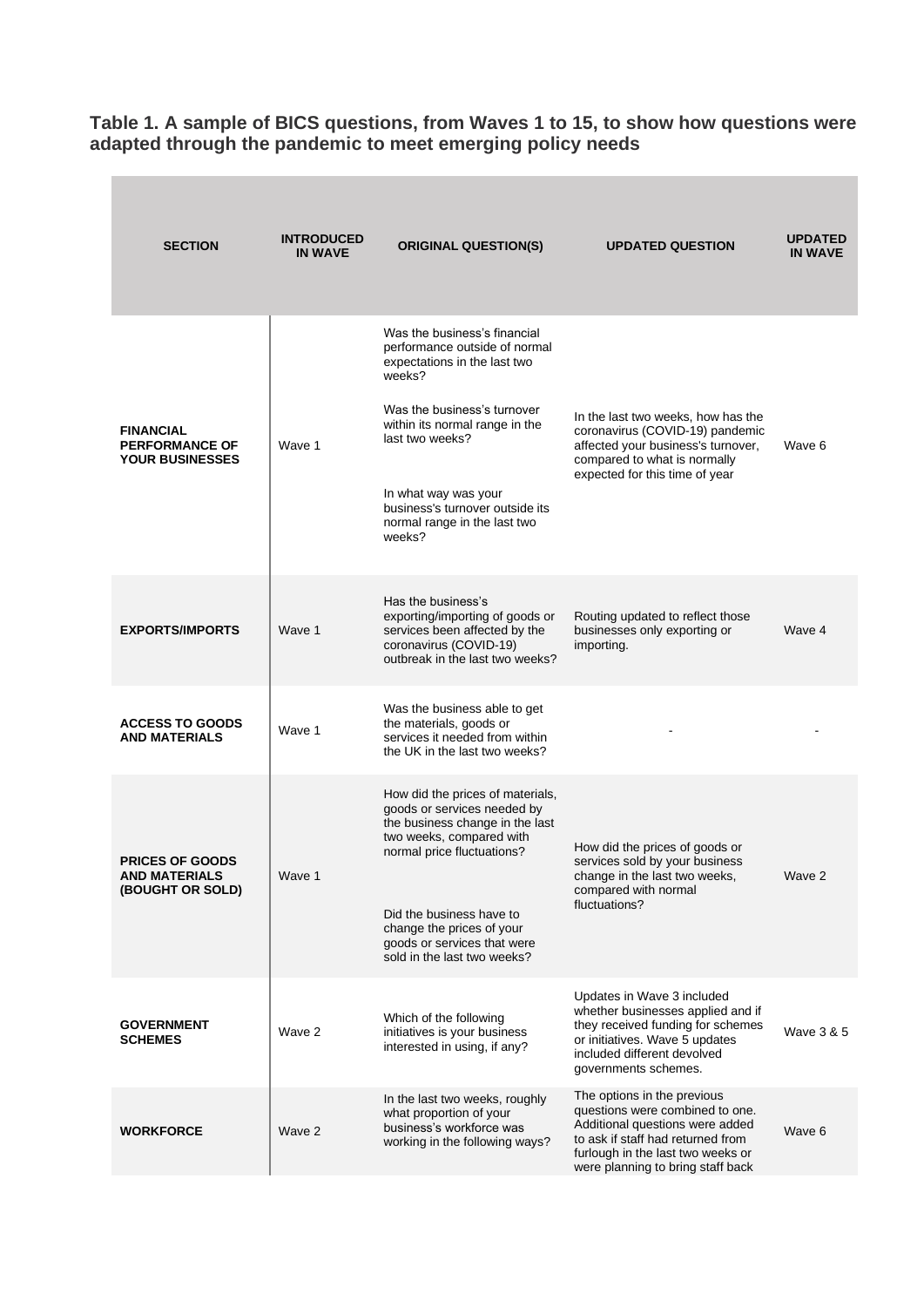**Table 1. A sample of BICS questions, from Waves 1 to 15, to show how questions were adapted through the pandemic to meet emerging policy needs**

| SECTION | INTRODUCED IN WAVE | ORIGINAL QUESTION(S) | UPDATED QUESTION | UPDATED IN WAVE |
|---|---|---|---|---|
| **FINANCIAL PERFORMANCE OF YOUR BUSINESSES** | Wave 1 | Was the business's financial performance outside of normal expectations in the last two weeks?<br><br>Was the business's turnover within its normal range in the last two weeks?<br><br>In what way was your business's turnover outside its normal range in the last two weeks? | In the last two weeks, how has the coronavirus (COVID-19) pandemic affected your business's turnover, compared to what is normally expected for this time of year | Wave 6 |
| **EXPORTS/IMPORTS** | Wave 1 | Has the business's exporting/importing of goods or services been affected by the coronavirus (COVID-19) outbreak in the last two weeks? | Routing updated to reflect those businesses only exporting or importing. | Wave 4 |
| **ACCESS TO GOODS AND MATERIALS** | Wave 1 | Was the business able to get the materials, goods or services it needed from within the UK in the last two weeks? | - | - |
| **PRICES OF GOODS AND MATERIALS (BOUGHT OR SOLD)** | Wave 1 | How did the prices of materials, goods or services needed by the business change in the last two weeks, compared with normal price fluctuations?<br><br>Did the business have to change the prices of your goods or services that were sold in the last two weeks? | How did the prices of goods or services sold by your business change in the last two weeks, compared with normal fluctuations? | Wave 2 |
| **GOVERNMENT SCHEMES** | Wave 2 | Which of the following initiatives is your business interested in using, if any? | Updates in Wave 3 included whether businesses applied and if they received funding for schemes or initiatives. Wave 5 updates included different devolved governments schemes. | Wave 3 & 5 |
| **WORKFORCE** | Wave 2 | In the last two weeks, roughly what proportion of your business's workforce was working in the following ways? | The options in the previous questions were combined to one. Additional questions were added to ask if staff had returned from furlough in the last two weeks or were planning to bring staff back | Wave 6 |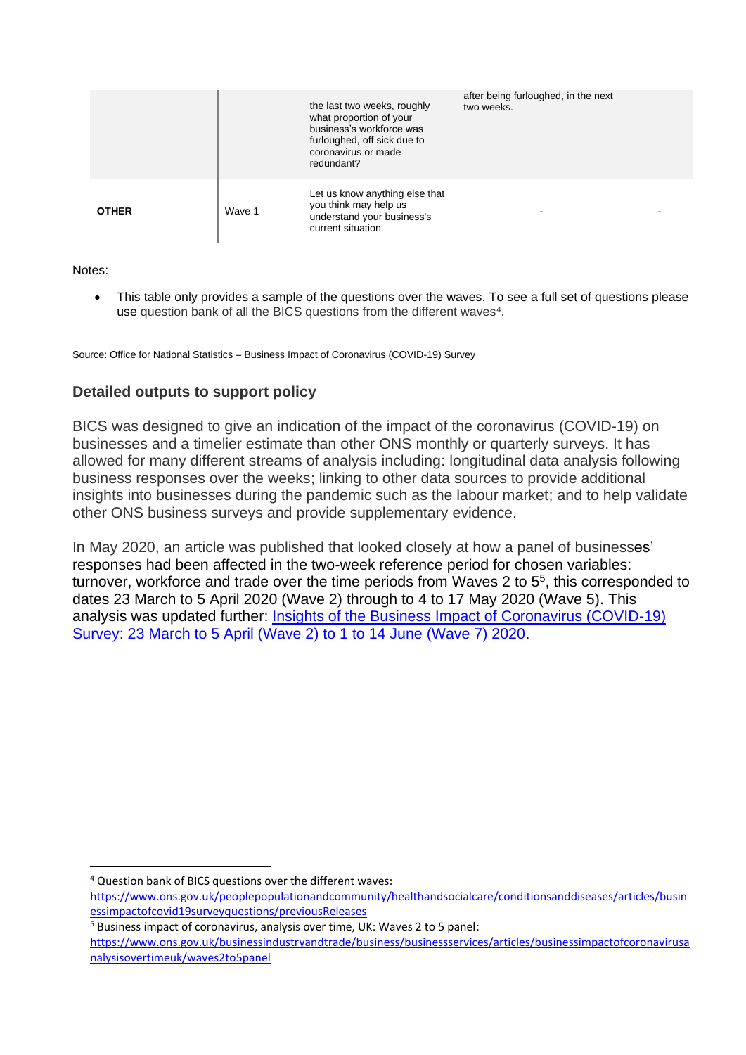| | | | | |
|---|---|---|---|---|
| | | the last two weeks, roughly what proportion of your business's workforce was furloughed, off sick due to coronavirus or made redundant? | after being furloughed, in the next two weeks. | |
| **OTHER** | Wave 1 | Let us know anything else that you think may help us understand your business's current situation | - | - |

Notes:

- This table only provides a sample of the questions over the waves. To see a full set of questions please use question bank of all the BICS questions from the different waves[4].

Source: Office for National Statistics – Business Impact of Coronavirus (COVID-19) Survey

### Detailed outputs to support policy

BICS was designed to give an indication of the impact of the coronavirus (COVID-19) on businesses and a timelier estimate than other ONS monthly or quarterly surveys. It has allowed for many different streams of analysis including: longitudinal data analysis following business responses over the weeks; linking to other data sources to provide additional insights into businesses during the pandemic such as the labour market; and to help validate other ONS business surveys and provide supplementary evidence.

In May 2020, an article was published that looked closely at how a panel of businesses' responses had been affected in the two-week reference period for chosen variables: turnover, workforce and trade over the time periods from Waves 2 to 5[5], this corresponded to dates 23 March to 5 April 2020 (Wave 2) through to 4 to 17 May 2020 (Wave 5). This analysis was updated further: [Insights of the Business Impact of Coronavirus (COVID-19) Survey: 23 March to 5 April (Wave 2) to 1 to 14 June (Wave 7) 2020](#).

---

[4] Question bank of BICS questions over the different waves: https://www.ons.gov.uk/peoplepopulationandcommunity/healthandsocialcare/conditionsanddiseases/articles/businessimpactofcovid19surveyquestions/previousReleases

[5] Business impact of coronavirus, analysis over time, UK: Waves 2 to 5 panel: https://www.ons.gov.uk/businessindustryandtrade/business/businessservices/articles/businessimpactofcoronavirusanalysisovertimeuk/waves2to5panel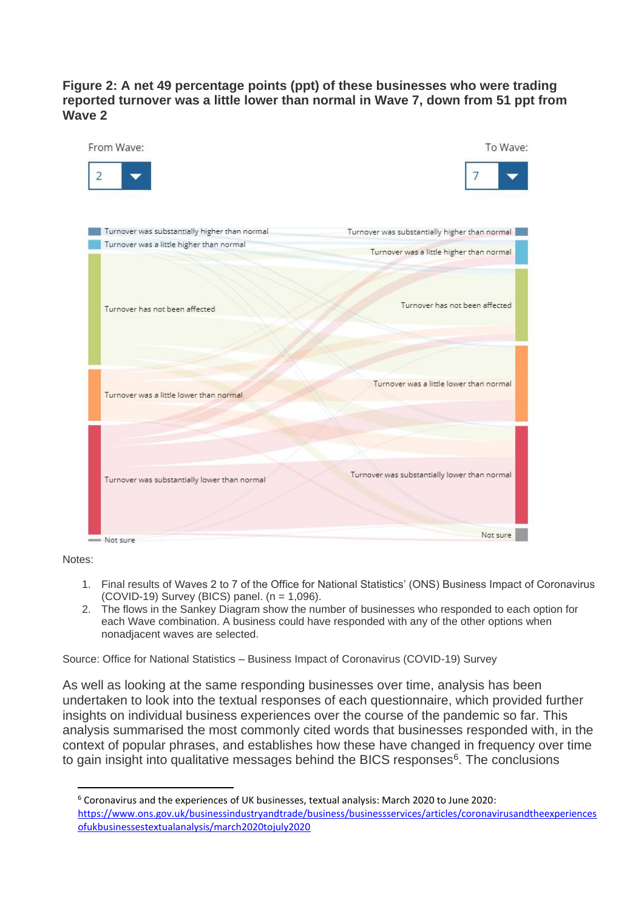**Figure 2: A net 49 percentage points (ppt) of these businesses who were trading reported turnover was a little lower than normal in Wave 7, down from 51 ppt from Wave 2**

From Wave: 2

To Wave: 7

Turnover was substantially higher than normal
Turnover was a little higher than normal
Turnover has not been affected
Turnover was a little lower than normal
Turnover was substantially lower than normal
Not sure

Turnover was substantially higher than normal
Turnover was a little higher than normal
Turnover has not been affected
Turnover was a little lower than normal
Turnover was substantially lower than normal
Not sure

Notes:

1. Final results of Waves 2 to 7 of the Office for National Statistics' (ONS) Business Impact of Coronavirus (COVID-19) Survey (BICS) panel. (n = 1,096).
2. The flows in the Sankey Diagram show the number of businesses who responded to each option for each Wave combination. A business could have responded with any of the other options when nonadjacent waves are selected.

Source: Office for National Statistics – Business Impact of Coronavirus (COVID-19) Survey

As well as looking at the same responding businesses over time, analysis has been undertaken to look into the textual responses of each questionnaire, which provided further insights on individual business experiences over the course of the pandemic so far. This analysis summarised the most commonly cited words that businesses responded with, in the context of popular phrases, and establishes how these have changed in frequency over time to gain insight into qualitative messages behind the BICS responses[6]. The conclusions

[6] Coronavirus and the experiences of UK businesses, textual analysis: March 2020 to June 2020: https://www.ons.gov.uk/businessindustryandtrade/business/businessservices/articles/coronavirusandtheexperiencesofukbusinessestextualanalysis/march2020tojuly2020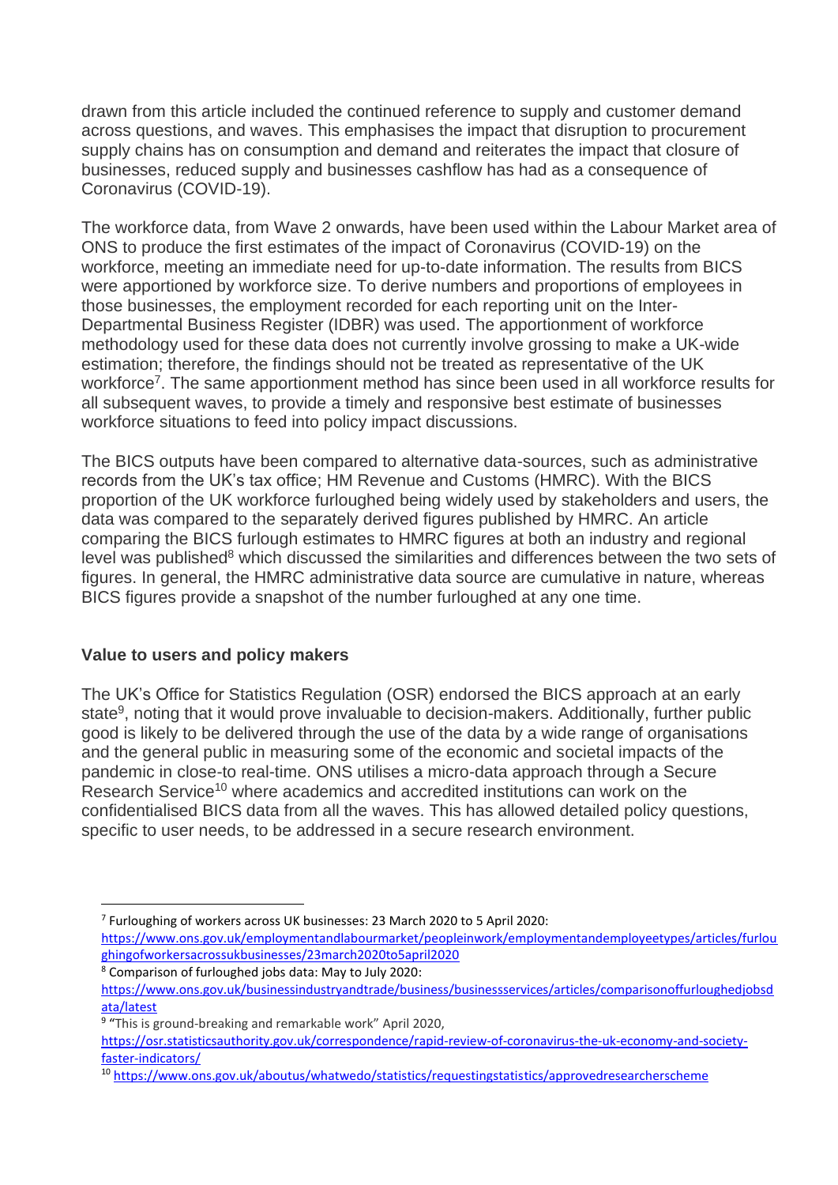drawn from this article included the continued reference to supply and customer demand across questions, and waves. This emphasises the impact that disruption to procurement supply chains has on consumption and demand and reiterates the impact that closure of businesses, reduced supply and businesses cashflow has had as a consequence of Coronavirus (COVID-19).

The workforce data, from Wave 2 onwards, have been used within the Labour Market area of ONS to produce the first estimates of the impact of Coronavirus (COVID-19) on the workforce, meeting an immediate need for up-to-date information. The results from BICS were apportioned by workforce size. To derive numbers and proportions of employees in those businesses, the employment recorded for each reporting unit on the Inter-Departmental Business Register (IDBR) was used. The apportionment of workforce methodology used for these data does not currently involve grossing to make a UK-wide estimation; therefore, the findings should not be treated as representative of the UK workforce[7]. The same apportionment method has since been used in all workforce results for all subsequent waves, to provide a timely and responsive best estimate of businesses workforce situations to feed into policy impact discussions.

The BICS outputs have been compared to alternative data-sources, such as administrative records from the UK's tax office; HM Revenue and Customs (HMRC). With the BICS proportion of the UK workforce furloughed being widely used by stakeholders and users, the data was compared to the separately derived figures published by HMRC. An article comparing the BICS furlough estimates to HMRC figures at both an industry and regional level was published[8] which discussed the similarities and differences between the two sets of figures. In general, the HMRC administrative data source are cumulative in nature, whereas BICS figures provide a snapshot of the number furloughed at any one time.

### Value to users and policy makers

The UK's Office for Statistics Regulation (OSR) endorsed the BICS approach at an early state[9], noting that it would prove invaluable to decision-makers. Additionally, further public good is likely to be delivered through the use of the data by a wide range of organisations and the general public in measuring some of the economic and societal impacts of the pandemic in close-to real-time. ONS utilises a micro-data approach through a Secure Research Service[10] where academics and accredited institutions can work on the confidentialised BICS data from all the waves. This has allowed detailed policy questions, specific to user needs, to be addressed in a secure research environment.

---

[7] Furloughing of workers across UK businesses: 23 March 2020 to 5 April 2020: https://www.ons.gov.uk/employmentandlabourmarket/peopleinwork/employmentandemployeetypes/articles/furloughingofworkersacrossukbusinesses/23march2020to5april2020

[8] Comparison of furloughed jobs data: May to July 2020: https://www.ons.gov.uk/businessindustryandtrade/business/businessservices/articles/comparisonoffurloughedjobsdata/latest

[9] "This is ground-breaking and remarkable work" April 2020, https://osr.statisticsauthority.gov.uk/correspondence/rapid-review-of-coronavirus-the-uk-economy-and-society-faster-indicators/

[10] https://www.ons.gov.uk/aboutus/whatwedo/statistics/requestingstatistics/approvedresearcherscheme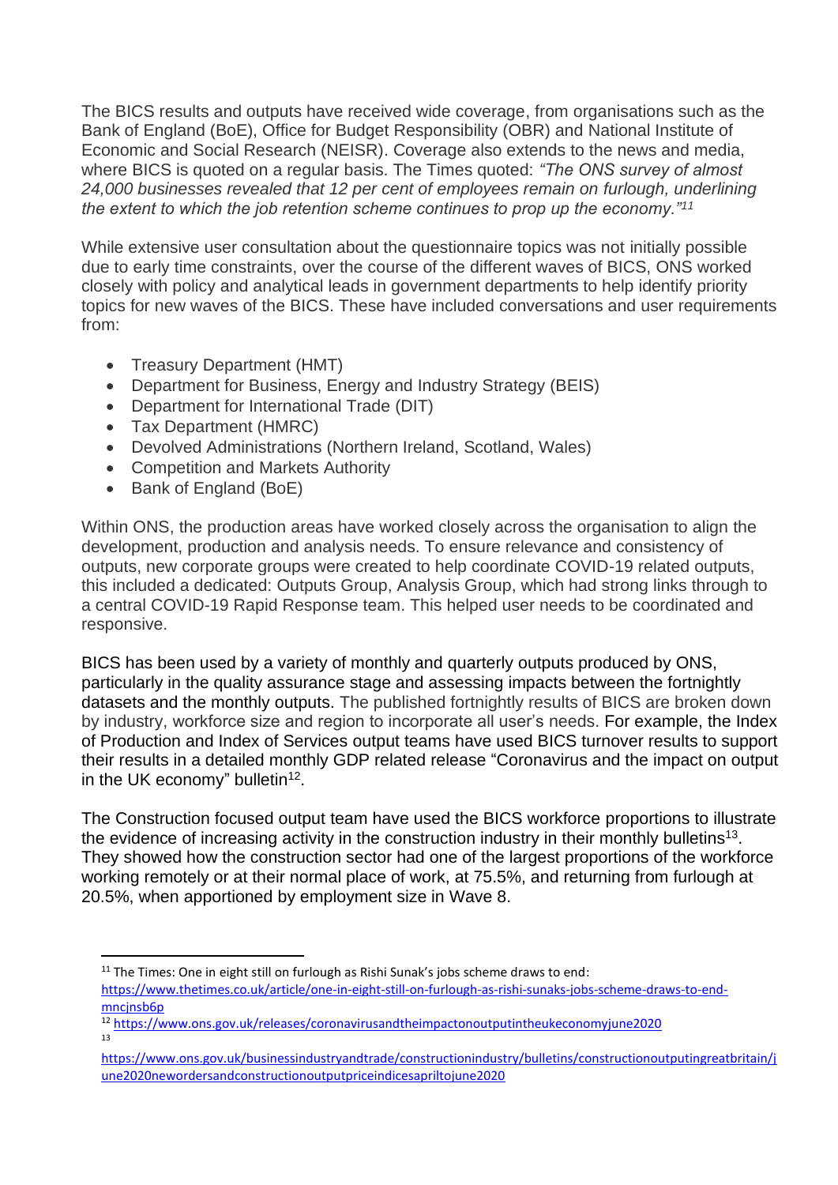The BICS results and outputs have received wide coverage, from organisations such as the Bank of England (BoE), Office for Budget Responsibility (OBR) and National Institute of Economic and Social Research (NEISR). Coverage also extends to the news and media, where BICS is quoted on a regular basis. The Times quoted: *"The ONS survey of almost 24,000 businesses revealed that 12 per cent of employees remain on furlough, underlining the extent to which the job retention scheme continues to prop up the economy."*[11]

While extensive user consultation about the questionnaire topics was not initially possible due to early time constraints, over the course of the different waves of BICS, ONS worked closely with policy and analytical leads in government departments to help identify priority topics for new waves of the BICS. These have included conversations and user requirements from:

- Treasury Department (HMT)
- Department for Business, Energy and Industry Strategy (BEIS)
- Department for International Trade (DIT)
- Tax Department (HMRC)
- Devolved Administrations (Northern Ireland, Scotland, Wales)
- Competition and Markets Authority
- Bank of England (BoE)

Within ONS, the production areas have worked closely across the organisation to align the development, production and analysis needs. To ensure relevance and consistency of outputs, new corporate groups were created to help coordinate COVID-19 related outputs, this included a dedicated: Outputs Group, Analysis Group, which had strong links through to a central COVID-19 Rapid Response team. This helped user needs to be coordinated and responsive.

BICS has been used by a variety of monthly and quarterly outputs produced by ONS, particularly in the quality assurance stage and assessing impacts between the fortnightly datasets and the monthly outputs. The published fortnightly results of BICS are broken down by industry, workforce size and region to incorporate all user's needs. For example, the Index of Production and Index of Services output teams have used BICS turnover results to support their results in a detailed monthly GDP related release "Coronavirus and the impact on output in the UK economy" bulletin[12].

The Construction focused output team have used the BICS workforce proportions to illustrate the evidence of increasing activity in the construction industry in their monthly bulletins[13]. They showed how the construction sector had one of the largest proportions of the workforce working remotely or at their normal place of work, at 75.5%, and returning from furlough at 20.5%, when apportioned by employment size in Wave 8.

---

[11] The Times: One in eight still on furlough as Rishi Sunak's jobs scheme draws to end: https://www.thetimes.co.uk/article/one-in-eight-still-on-furlough-as-rishi-sunaks-jobs-scheme-draws-to-end-mncjnsb6p

[12] https://www.ons.gov.uk/releases/coronavirusandtheimpactonoutputintheukeconomyjune2020

[13] https://www.ons.gov.uk/businessindustryandtrade/constructionindustry/bulletins/constructionoutputingreatbritain/june2020newordersandconstructionoutputpriceindicesapriltojune2020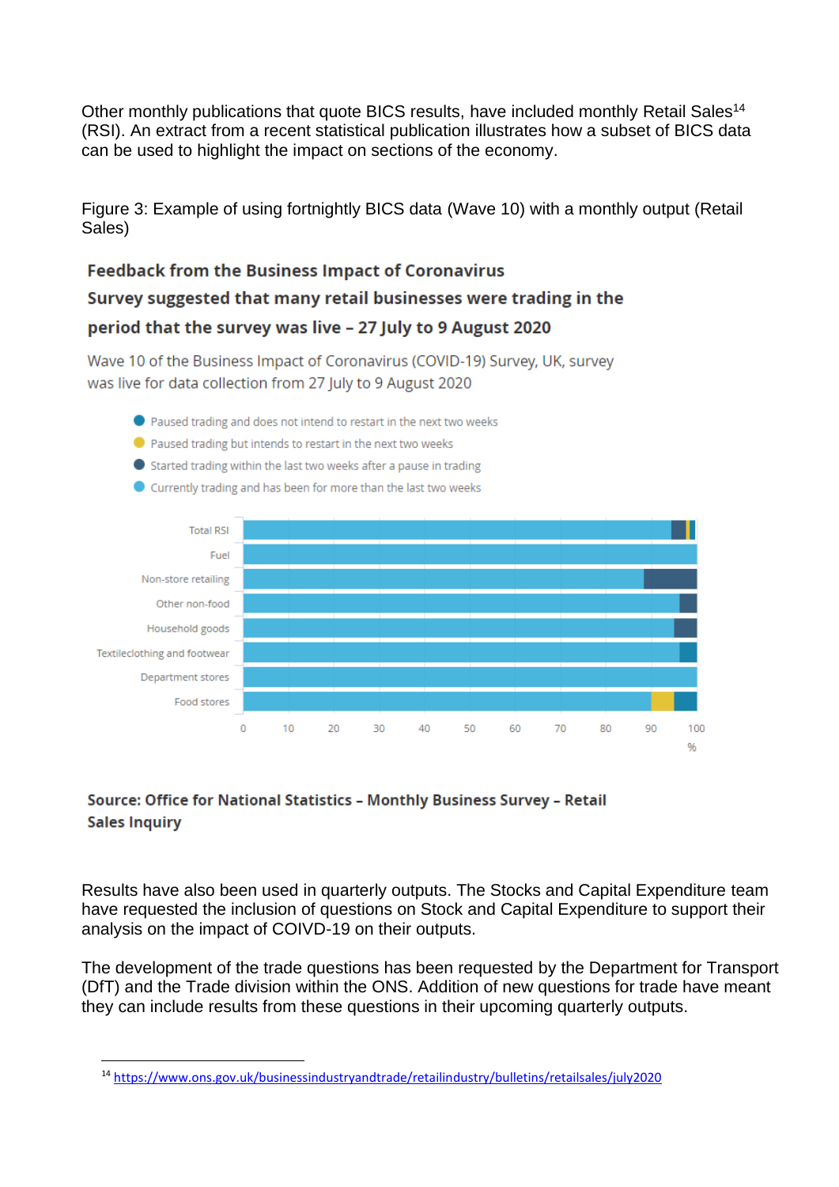Other monthly publications that quote BICS results, have included monthly Retail Sales[14] (RSI). An extract from a recent statistical publication illustrates how a subset of BICS data can be used to highlight the impact on sections of the economy.

Figure 3: Example of using fortnightly BICS data (Wave 10) with a monthly output (Retail Sales)

**Feedback from the Business Impact of Coronavirus Survey suggested that many retail businesses were trading in the period that the survey was live – 27 July to 9 August 2020**

Wave 10 of the Business Impact of Coronavirus (COVID-19) Survey, UK, survey was live for data collection from 27 July to 9 August 2020

- Paused trading and does not intend to restart in the next two weeks
- Paused trading but intends to restart in the next two weeks
- Started trading within the last two weeks after a pause in trading
- Currently trading and has been for more than the last two weeks

Total RSI
Fuel
Non-store retailing
Other non-food
Household goods
Textileclothing and footwear
Department stores
Food stores

0 10 20 30 40 50 60 70 80 90 100
%

**Source: Office for National Statistics – Monthly Business Survey – Retail Sales Inquiry**

Results have also been used in quarterly outputs. The Stocks and Capital Expenditure team have requested the inclusion of questions on Stock and Capital Expenditure to support their analysis on the impact of COIVD-19 on their outputs.

The development of the trade questions has been requested by the Department for Transport (DfT) and the Trade division within the ONS. Addition of new questions for trade have meant they can include results from these questions in their upcoming quarterly outputs.

[14] https://www.ons.gov.uk/businessindustryandtrade/retailindustry/bulletins/retailsales/july2020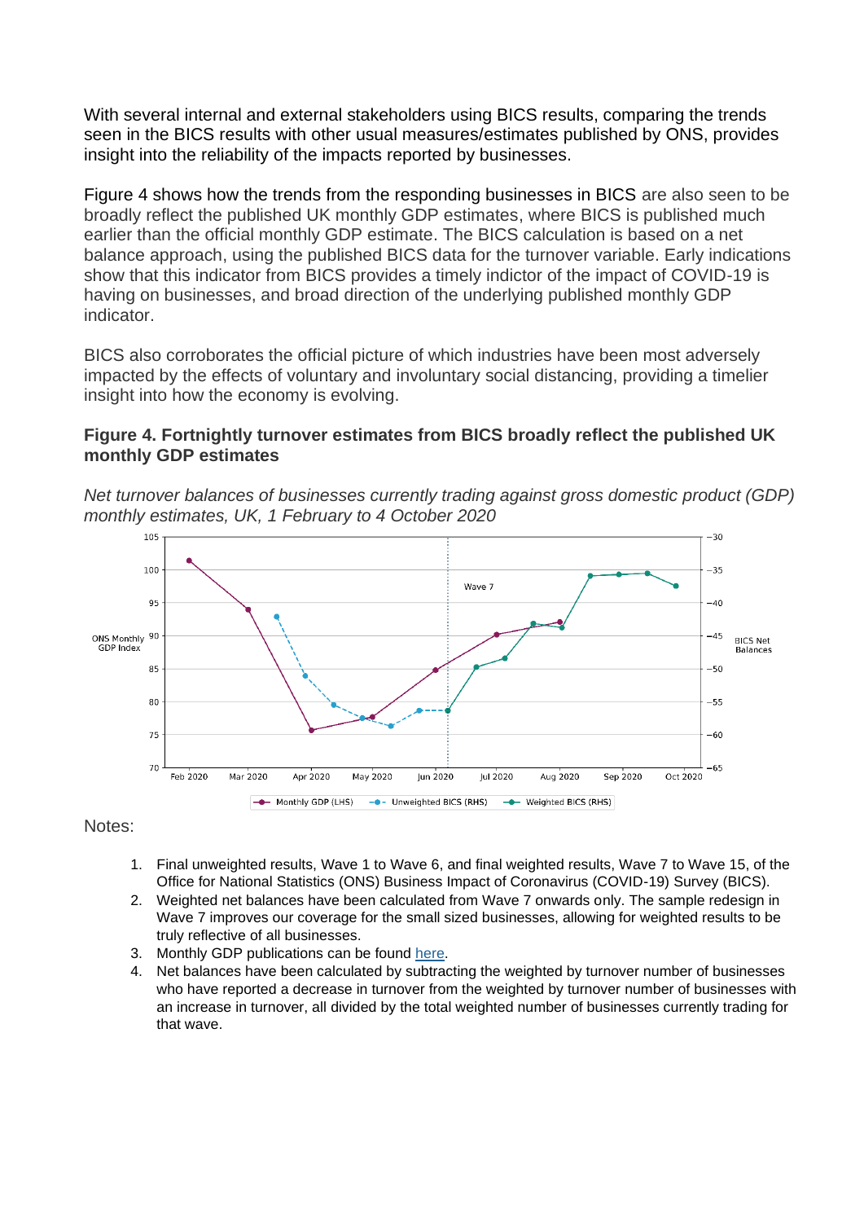With several internal and external stakeholders using BICS results, comparing the trends seen in the BICS results with other usual measures/estimates published by ONS, provides insight into the reliability of the impacts reported by businesses.

Figure 4 shows how the trends from the responding businesses in BICS are also seen to be broadly reflect the published UK monthly GDP estimates, where BICS is published much earlier than the official monthly GDP estimate. The BICS calculation is based on a net balance approach, using the published BICS data for the turnover variable. Early indications show that this indicator from BICS provides a timely indictor of the impact of COVID-19 is having on businesses, and broad direction of the underlying published monthly GDP indicator.

BICS also corroborates the official picture of which industries have been most adversely impacted by the effects of voluntary and involuntary social distancing, providing a timelier insight into how the economy is evolving.

**Figure 4. Fortnightly turnover estimates from BICS broadly reflect the published UK monthly GDP estimates**

*Net turnover balances of businesses currently trading against gross domestic product (GDP) monthly estimates, UK, 1 February to 4 October 2020*

Notes:

1. Final unweighted results, Wave 1 to Wave 6, and final weighted results, Wave 7 to Wave 15, of the Office for National Statistics (ONS) Business Impact of Coronavirus (COVID-19) Survey (BICS).
2. Weighted net balances have been calculated from Wave 7 onwards only. The sample redesign in Wave 7 improves our coverage for the small sized businesses, allowing for weighted results to be truly reflective of all businesses.
3. Monthly GDP publications can be found here.
4. Net balances have been calculated by subtracting the weighted by turnover number of businesses who have reported a decrease in turnover from the weighted by turnover number of businesses with an increase in turnover, all divided by the total weighted number of businesses currently trading for that wave.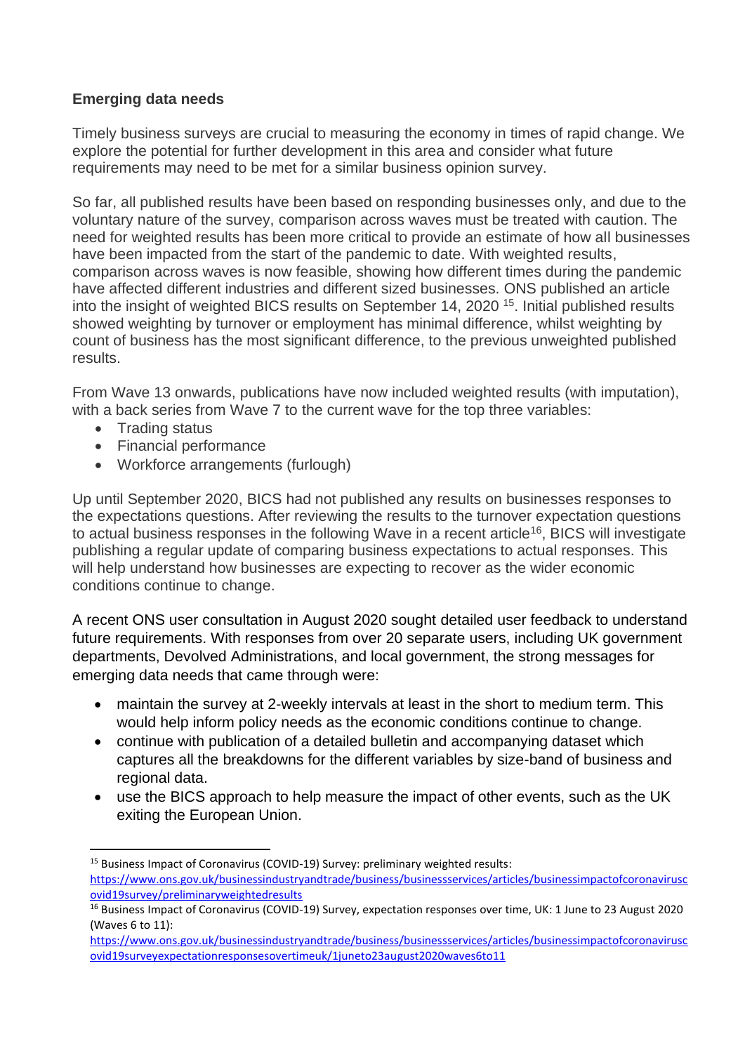**Emerging data needs**

Timely business surveys are crucial to measuring the economy in times of rapid change. We explore the potential for further development in this area and consider what future requirements may need to be met for a similar business opinion survey.

So far, all published results have been based on responding businesses only, and due to the voluntary nature of the survey, comparison across waves must be treated with caution. The need for weighted results has been more critical to provide an estimate of how all businesses have been impacted from the start of the pandemic to date. With weighted results, comparison across waves is now feasible, showing how different times during the pandemic have affected different industries and different sized businesses. ONS published an article into the insight of weighted BICS results on September 14, 2020 [15]. Initial published results showed weighting by turnover or employment has minimal difference, whilst weighting by count of business has the most significant difference, to the previous unweighted published results.

From Wave 13 onwards, publications have now included weighted results (with imputation), with a back series from Wave 7 to the current wave for the top three variables:

- Trading status
- Financial performance
- Workforce arrangements (furlough)

Up until September 2020, BICS had not published any results on businesses responses to the expectations questions. After reviewing the results to the turnover expectation questions to actual business responses in the following Wave in a recent article[16], BICS will investigate publishing a regular update of comparing business expectations to actual responses. This will help understand how businesses are expecting to recover as the wider economic conditions continue to change.

A recent ONS user consultation in August 2020 sought detailed user feedback to understand future requirements. With responses from over 20 separate users, including UK government departments, Devolved Administrations, and local government, the strong messages for emerging data needs that came through were:

- maintain the survey at 2-weekly intervals at least in the short to medium term. This would help inform policy needs as the economic conditions continue to change.
- continue with publication of a detailed bulletin and accompanying dataset which captures all the breakdowns for the different variables by size-band of business and regional data.
- use the BICS approach to help measure the impact of other events, such as the UK exiting the European Union.

---

[15] Business Impact of Coronavirus (COVID-19) Survey: preliminary weighted results: https://www.ons.gov.uk/businessindustryandtrade/business/businessservices/articles/businessimpactofcoronaviruscovid19survey/preliminaryweightedresults

[16] Business Impact of Coronavirus (COVID-19) Survey, expectation responses over time, UK: 1 June to 23 August 2020 (Waves 6 to 11): https://www.ons.gov.uk/businessindustryandtrade/business/businessservices/articles/businessimpactofcoronaviruscovid19surveyexpectationresponsesovertimeuk/1juneto23august2020waves6to11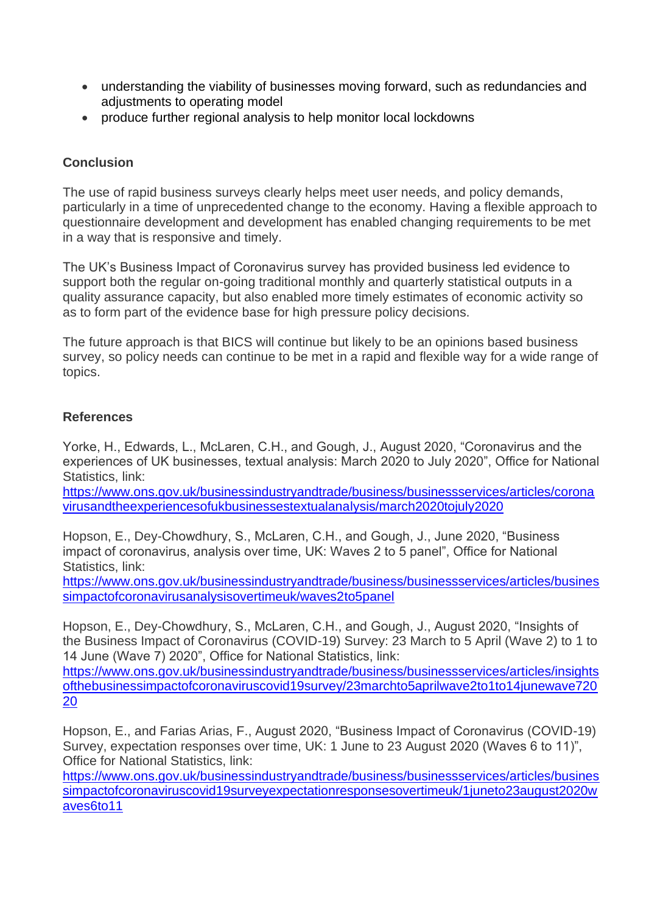- understanding the viability of businesses moving forward, such as redundancies and adjustments to operating model
- produce further regional analysis to help monitor local lockdowns

**Conclusion**

The use of rapid business surveys clearly helps meet user needs, and policy demands, particularly in a time of unprecedented change to the economy. Having a flexible approach to questionnaire development and development has enabled changing requirements to be met in a way that is responsive and timely.

The UK's Business Impact of Coronavirus survey has provided business led evidence to support both the regular on-going traditional monthly and quarterly statistical outputs in a quality assurance capacity, but also enabled more timely estimates of economic activity so as to form part of the evidence base for high pressure policy decisions.

The future approach is that BICS will continue but likely to be an opinions based business survey, so policy needs can continue to be met in a rapid and flexible way for a wide range of topics.

**References**

Yorke, H., Edwards, L., McLaren, C.H., and Gough, J., August 2020, "Coronavirus and the experiences of UK businesses, textual analysis: March 2020 to July 2020", Office for National Statistics, link:
https://www.ons.gov.uk/businessindustryandtrade/business/businessservices/articles/coronavirusandtheexperiencesofukbusinessestextualanalysis/march2020tojuly2020

Hopson, E., Dey-Chowdhury, S., McLaren, C.H., and Gough, J., June 2020, "Business impact of coronavirus, analysis over time, UK: Waves 2 to 5 panel", Office for National Statistics, link:
https://www.ons.gov.uk/businessindustryandtrade/business/businessservices/articles/businessimpactofcoronavirusanalysisovertimeuk/waves2to5panel

Hopson, E., Dey-Chowdhury, S., McLaren, C.H., and Gough, J., August 2020, "Insights of the Business Impact of Coronavirus (COVID-19) Survey: 23 March to 5 April (Wave 2) to 1 to 14 June (Wave 7) 2020", Office for National Statistics, link:
https://www.ons.gov.uk/businessindustryandtrade/business/businessservices/articles/insightsofthebusinessimpactofcoronaviruscovid19survey/23marchto5aprilwave2to1to14junewave72020

Hopson, E., and Farias Arias, F., August 2020, "Business Impact of Coronavirus (COVID-19) Survey, expectation responses over time, UK: 1 June to 23 August 2020 (Waves 6 to 11)", Office for National Statistics, link:
https://www.ons.gov.uk/businessindustryandtrade/business/businessservices/articles/businessimpactofcoronaviruscovid19surveyexpectationresponsesovertimeuk/1juneto23august2020waves6to11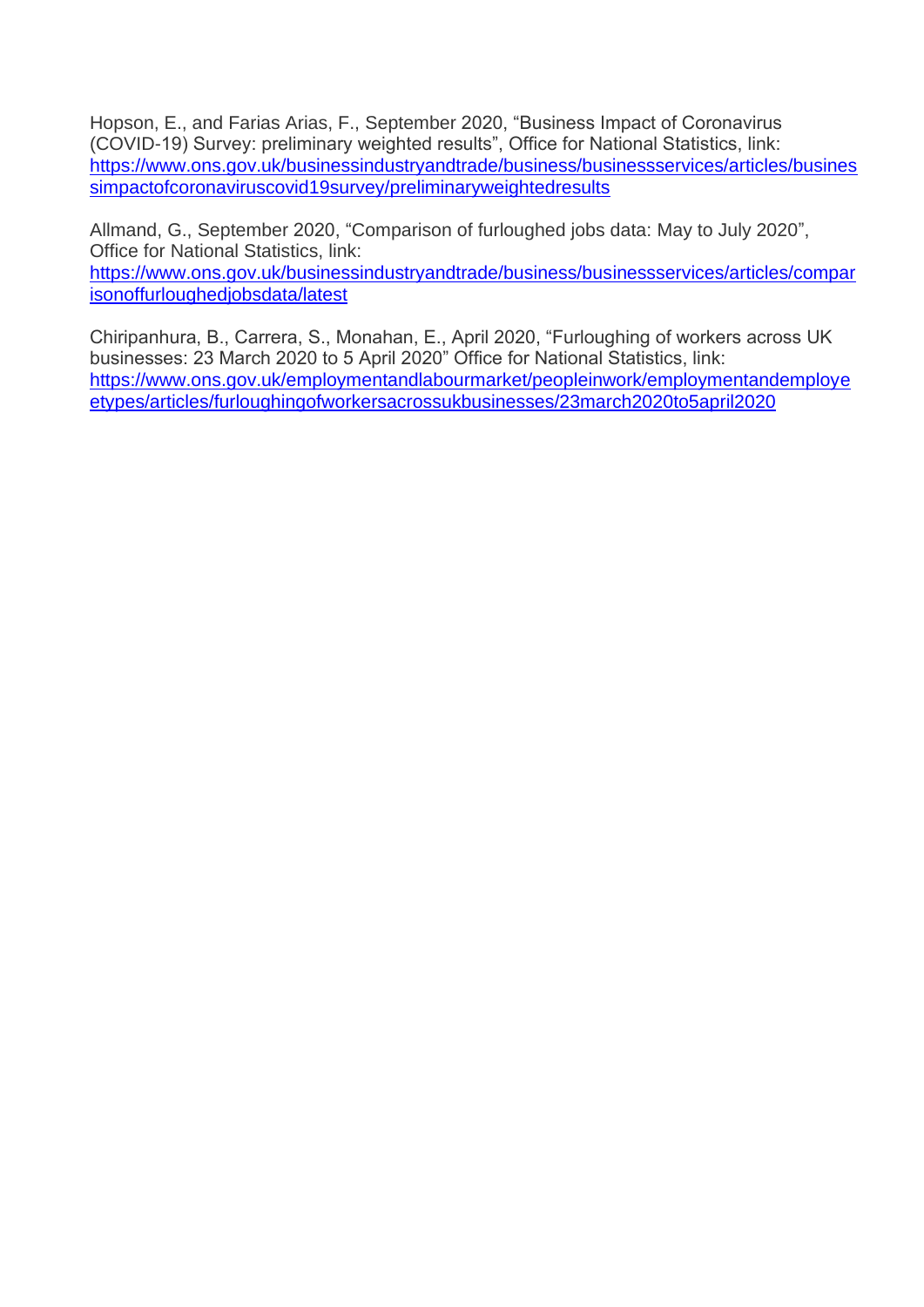Hopson, E., and Farias Arias, F., September 2020, "Business Impact of Coronavirus (COVID-19) Survey: preliminary weighted results", Office for National Statistics, link: https://www.ons.gov.uk/businessindustryandtrade/business/businessservices/articles/businessimpactofcoronaviruscovid19survey/preliminaryweightedresults

Allmand, G., September 2020, "Comparison of furloughed jobs data: May to July 2020", Office for National Statistics, link: https://www.ons.gov.uk/businessindustryandtrade/business/businessservices/articles/comparisonoffurloughedjobsdata/latest

Chiripanhura, B., Carrera, S., Monahan, E., April 2020, "Furloughing of workers across UK businesses: 23 March 2020 to 5 April 2020" Office for National Statistics, link: https://www.ons.gov.uk/employmentandlabourmarket/peopleinwork/employmentandemployeetypes/articles/furloughingofworkersacrossukbusinesses/23march2020to5april2020